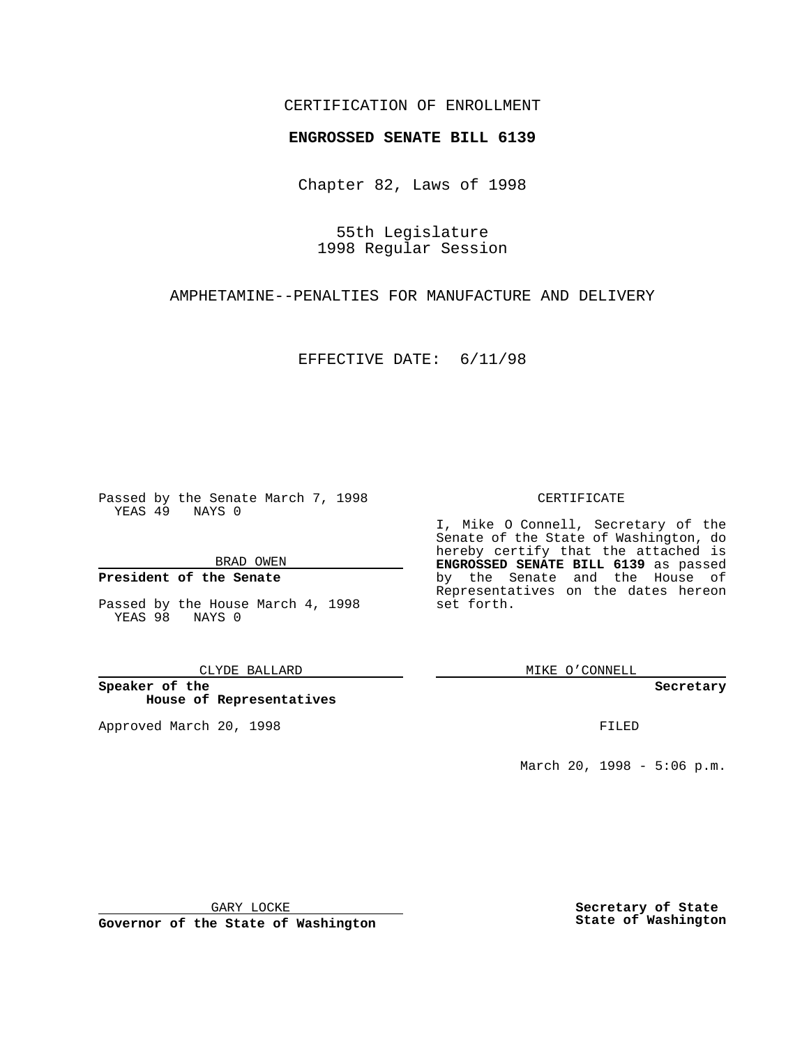CERTIFICATION OF ENROLLMENT

**ENGROSSED SENATE BILL 6139**

Chapter 82, Laws of 1998

55th Legislature
1998 Regular Session

AMPHETAMINE--PENALTIES FOR MANUFACTURE AND DELIVERY

EFFECTIVE DATE: 6/11/98

Passed by the Senate March 7, 1998
YEAS 49 NAYS 0

BRAD OWEN

**President of the Senate**

Passed by the House March 4, 1998
YEAS 98 NAYS 0

CLYDE BALLARD

**Speaker of the House of Representatives**

Approved March 20, 1998

GARY LOCKE

**Governor of the State of Washington**

CERTIFICATE

I, Mike O Connell, Secretary of the Senate of the State of Washington, do hereby certify that the attached is **ENGROSSED SENATE BILL 6139** as passed by the Senate and the House of Representatives on the dates hereon set forth.

MIKE O'CONNELL

**Secretary**

FILED

March 20, 1998 - 5:06 p.m.

**Secretary of State State of Washington**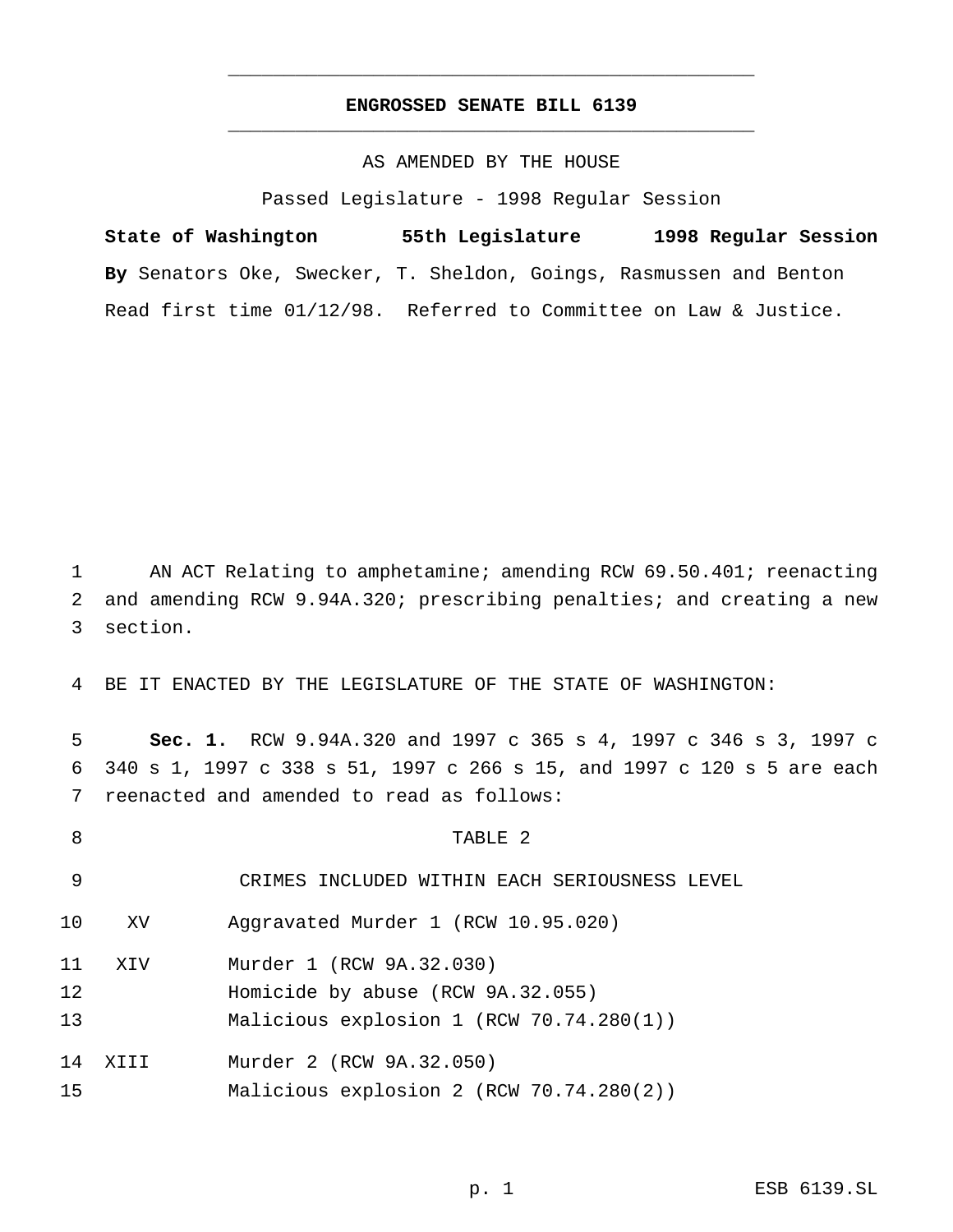# ENGROSSED SENATE BILL 6139

AS AMENDED BY THE HOUSE

Passed Legislature - 1998 Regular Session

**State of Washington 55th Legislature 1998 Regular Session**

**By** Senators Oke, Swecker, T. Sheldon, Goings, Rasmussen and Benton

Read first time 01/12/98. Referred to Committee on Law & Justice.

1 AN ACT Relating to amphetamine; amending RCW 69.50.401; reenacting
2 and amending RCW 9.94A.320; prescribing penalties; and creating a new
3 section.

4 BE IT ENACTED BY THE LEGISLATURE OF THE STATE OF WASHINGTON:

5 **Sec. 1.** RCW 9.94A.320 and 1997 c 365 s 4, 1997 c 346 s 3, 1997 c
6 340 s 1, 1997 c 338 s 51, 1997 c 266 s 15, and 1997 c 120 s 5 are each
7 reenacted and amended to read as follows:

8 TABLE 2

9 CRIMES INCLUDED WITHIN EACH SERIOUSNESS LEVEL

| | |
|---|---|
| 10 XV | Aggravated Murder 1 (RCW 10.95.020) |
| 11 XIV | Murder 1 (RCW 9A.32.030) |
| 12 | Homicide by abuse (RCW 9A.32.055) |
| 13 | Malicious explosion 1 (RCW 70.74.280(1)) |
| 14 XIII | Murder 2 (RCW 9A.32.050) |
| 15 | Malicious explosion 2 (RCW 70.74.280(2)) |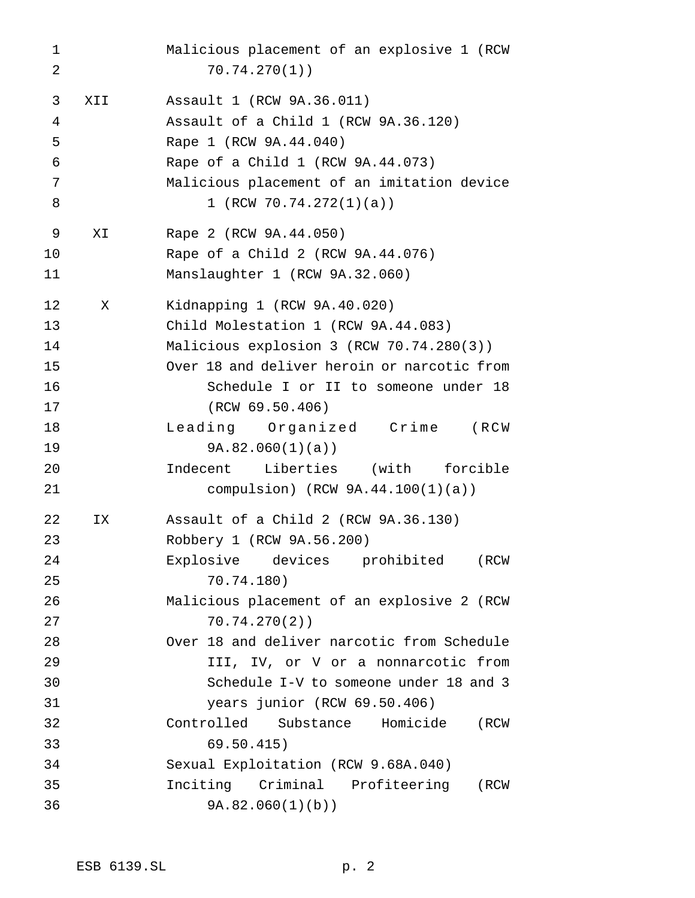| | |
|---|---|
| | Malicious placement of an explosive 1 (RCW 70.74.270(1)) |
| XII | Assault 1 (RCW 9A.36.011) |
| | Assault of a Child 1 (RCW 9A.36.120) |
| | Rape 1 (RCW 9A.44.040) |
| | Rape of a Child 1 (RCW 9A.44.073) |
| | Malicious placement of an imitation device 1 (RCW 70.74.272(1)(a)) |
| XI | Rape 2 (RCW 9A.44.050) |
| | Rape of a Child 2 (RCW 9A.44.076) |
| | Manslaughter 1 (RCW 9A.32.060) |
| X | Kidnapping 1 (RCW 9A.40.020) |
| | Child Molestation 1 (RCW 9A.44.083) |
| | Malicious explosion 3 (RCW 70.74.280(3)) |
| | Over 18 and deliver heroin or narcotic from Schedule I or II to someone under 18 (RCW 69.50.406) |
| | Leading Organized Crime (RCW 9A.82.060(1)(a)) |
| | Indecent Liberties (with forcible compulsion) (RCW 9A.44.100(1)(a)) |
| IX | Assault of a Child 2 (RCW 9A.36.130) |
| | Robbery 1 (RCW 9A.56.200) |
| | Explosive devices prohibited (RCW 70.74.180) |
| | Malicious placement of an explosive 2 (RCW 70.74.270(2)) |
| | Over 18 and deliver narcotic from Schedule III, IV, or V or a nonnarcotic from Schedule I-V to someone under 18 and 3 years junior (RCW 69.50.406) |
| | Controlled Substance Homicide (RCW 69.50.415) |
| | Sexual Exploitation (RCW 9.68A.040) |
| | Inciting Criminal Profiteering (RCW 9A.82.060(1)(b)) |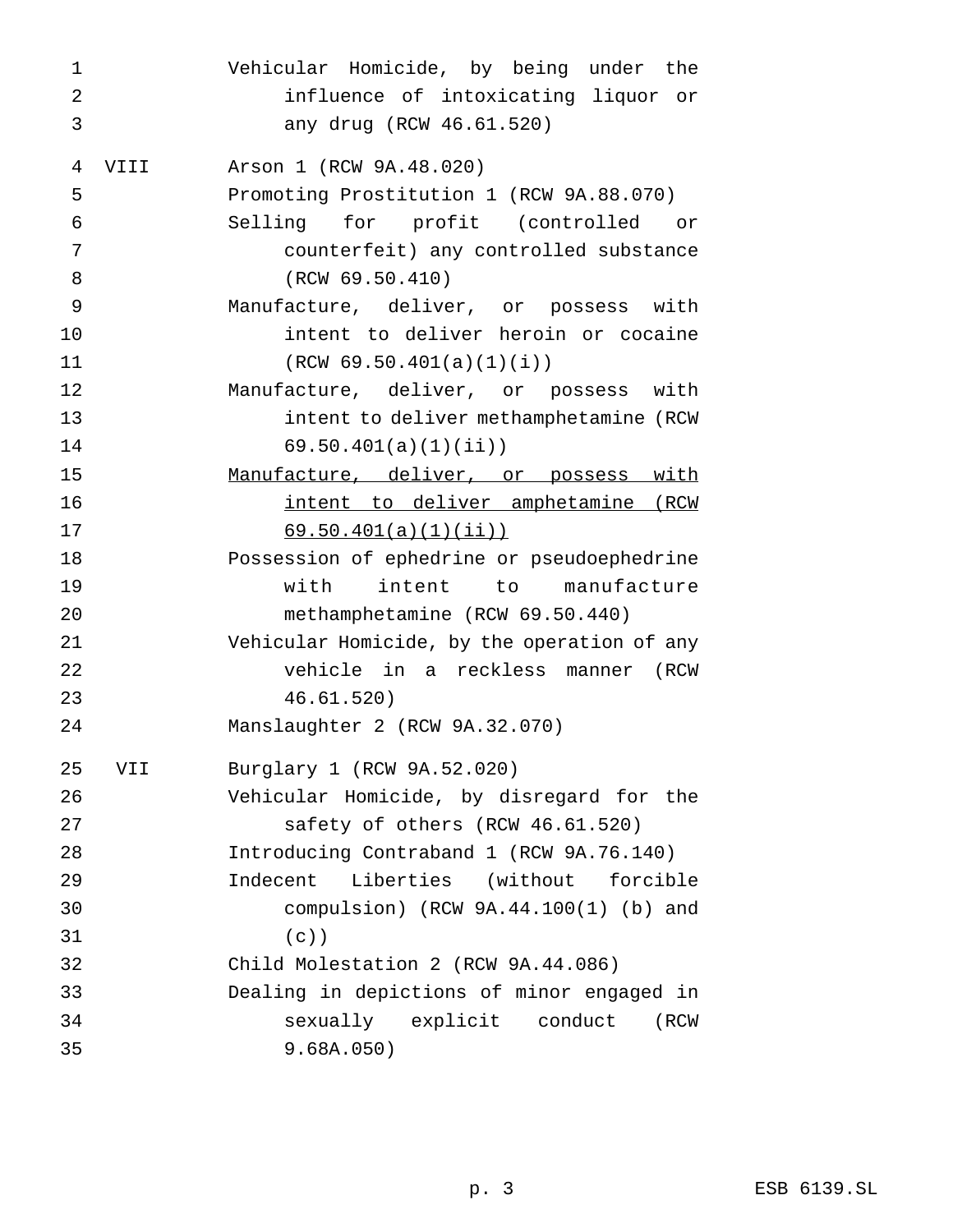| | |
|---|---|
| | Vehicular Homicide, by being under the influence of intoxicating liquor or any drug (RCW 46.61.520) |
| VIII | Arson 1 (RCW 9A.48.020) |
| | Promoting Prostitution 1 (RCW 9A.88.070) |
| | Selling for profit (controlled or counterfeit) any controlled substance (RCW 69.50.410) |
| | Manufacture, deliver, or possess with intent to deliver heroin or cocaine (RCW 69.50.401(a)(1)(i)) |
| | Manufacture, deliver, or possess with intent to deliver methamphetamine (RCW 69.50.401(a)(1)(ii)) |
| | <u>Manufacture, deliver, or possess with intent to deliver amphetamine (RCW 69.50.401(a)(1)(ii))</u> |
| | Possession of ephedrine or pseudoephedrine with intent to manufacture methamphetamine (RCW 69.50.440) |
| | Vehicular Homicide, by the operation of any vehicle in a reckless manner (RCW 46.61.520) |
| | Manslaughter 2 (RCW 9A.32.070) |
| VII | Burglary 1 (RCW 9A.52.020) |
| | Vehicular Homicide, by disregard for the safety of others (RCW 46.61.520) |
| | Introducing Contraband 1 (RCW 9A.76.140) |
| | Indecent Liberties (without forcible compulsion) (RCW 9A.44.100(1) (b) and (c)) |
| | Child Molestation 2 (RCW 9A.44.086) |
| | Dealing in depictions of minor engaged in sexually explicit conduct (RCW 9.68A.050) |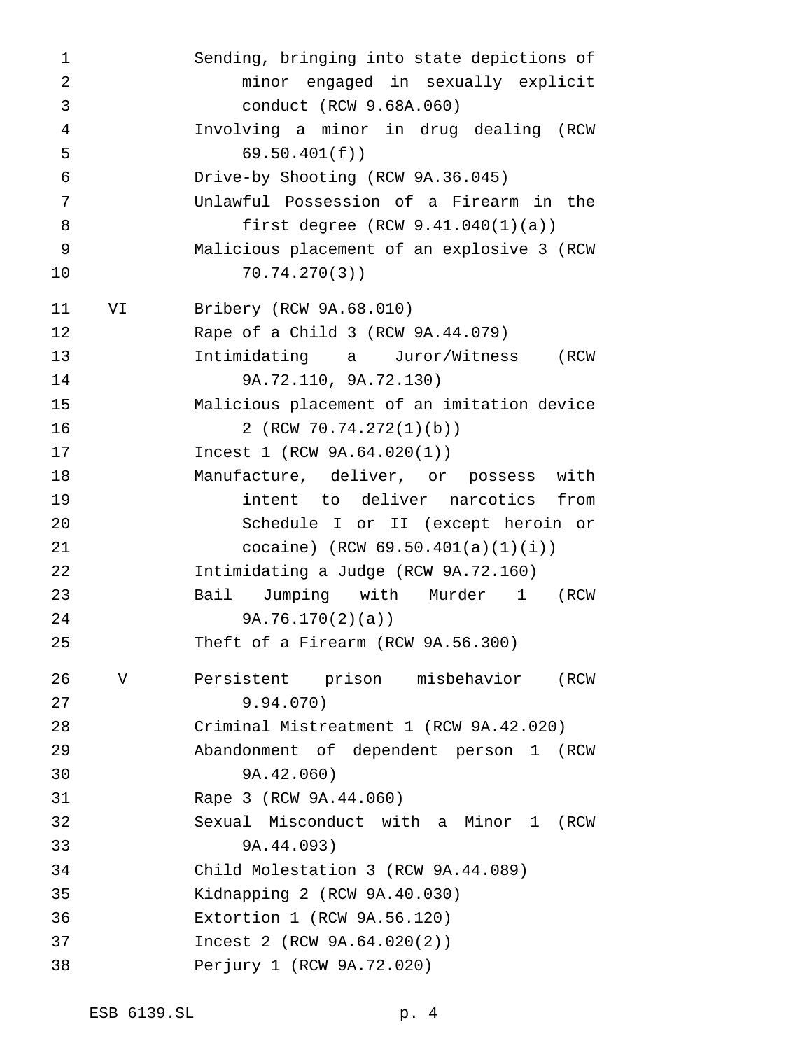| | |
|---|---|
| | Sending, bringing into state depictions of minor engaged in sexually explicit conduct (RCW 9.68A.060) |
| | Involving a minor in drug dealing (RCW 69.50.401(f)) |
| | Drive-by Shooting (RCW 9A.36.045) |
| | Unlawful Possession of a Firearm in the first degree (RCW 9.41.040(1)(a)) |
| | Malicious placement of an explosive 3 (RCW 70.74.270(3)) |
| VI | Bribery (RCW 9A.68.010) |
| | Rape of a Child 3 (RCW 9A.44.079) |
| | Intimidating a Juror/Witness (RCW 9A.72.110, 9A.72.130) |
| | Malicious placement of an imitation device 2 (RCW 70.74.272(1)(b)) |
| | Incest 1 (RCW 9A.64.020(1)) |
| | Manufacture, deliver, or possess with intent to deliver narcotics from Schedule I or II (except heroin or cocaine) (RCW 69.50.401(a)(1)(i)) |
| | Intimidating a Judge (RCW 9A.72.160) |
| | Bail Jumping with Murder 1 (RCW 9A.76.170(2)(a)) |
| | Theft of a Firearm (RCW 9A.56.300) |
| V | Persistent prison misbehavior (RCW 9.94.070) |
| | Criminal Mistreatment 1 (RCW 9A.42.020) |
| | Abandonment of dependent person 1 (RCW 9A.42.060) |
| | Rape 3 (RCW 9A.44.060) |
| | Sexual Misconduct with a Minor 1 (RCW 9A.44.093) |
| | Child Molestation 3 (RCW 9A.44.089) |
| | Kidnapping 2 (RCW 9A.40.030) |
| | Extortion 1 (RCW 9A.56.120) |
| | Incest 2 (RCW 9A.64.020(2)) |
| | Perjury 1 (RCW 9A.72.020) |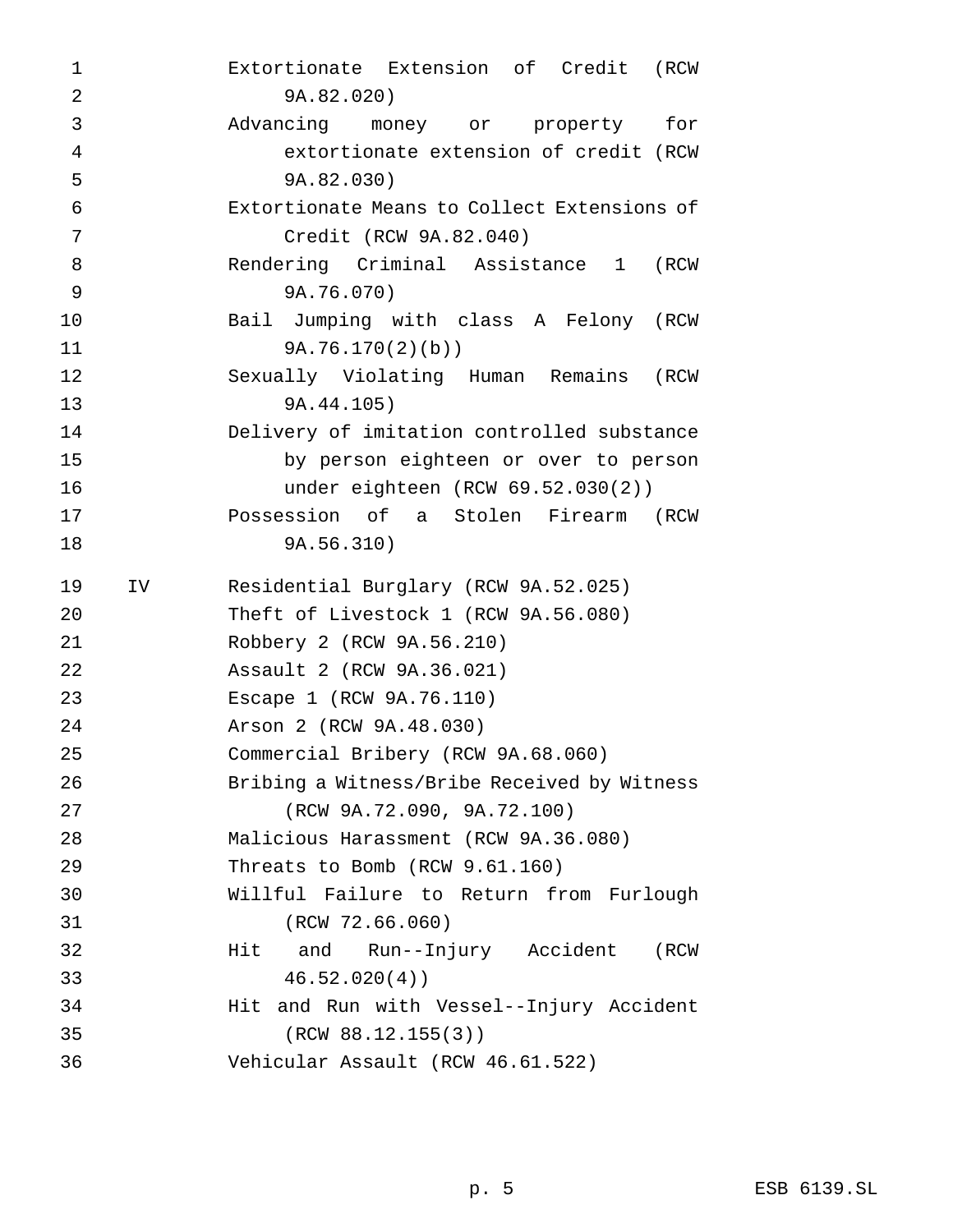| | |
|---|---|
| | Extortionate Extension of Credit (RCW 9A.82.020) |
| | Advancing money or property for extortionate extension of credit (RCW 9A.82.030) |
| | Extortionate Means to Collect Extensions of Credit (RCW 9A.82.040) |
| | Rendering Criminal Assistance 1 (RCW 9A.76.070) |
| | Bail Jumping with class A Felony (RCW 9A.76.170(2)(b)) |
| | Sexually Violating Human Remains (RCW 9A.44.105) |
| | Delivery of imitation controlled substance by person eighteen or over to person under eighteen (RCW 69.52.030(2)) |
| | Possession of a Stolen Firearm (RCW 9A.56.310) |
| IV | Residential Burglary (RCW 9A.52.025) |
| | Theft of Livestock 1 (RCW 9A.56.080) |
| | Robbery 2 (RCW 9A.56.210) |
| | Assault 2 (RCW 9A.36.021) |
| | Escape 1 (RCW 9A.76.110) |
| | Arson 2 (RCW 9A.48.030) |
| | Commercial Bribery (RCW 9A.68.060) |
| | Bribing a Witness/Bribe Received by Witness (RCW 9A.72.090, 9A.72.100) |
| | Malicious Harassment (RCW 9A.36.080) |
| | Threats to Bomb (RCW 9.61.160) |
| | Willful Failure to Return from Furlough (RCW 72.66.060) |
| | Hit and Run--Injury Accident (RCW 46.52.020(4)) |
| | Hit and Run with Vessel--Injury Accident (RCW 88.12.155(3)) |
| | Vehicular Assault (RCW 46.61.522) |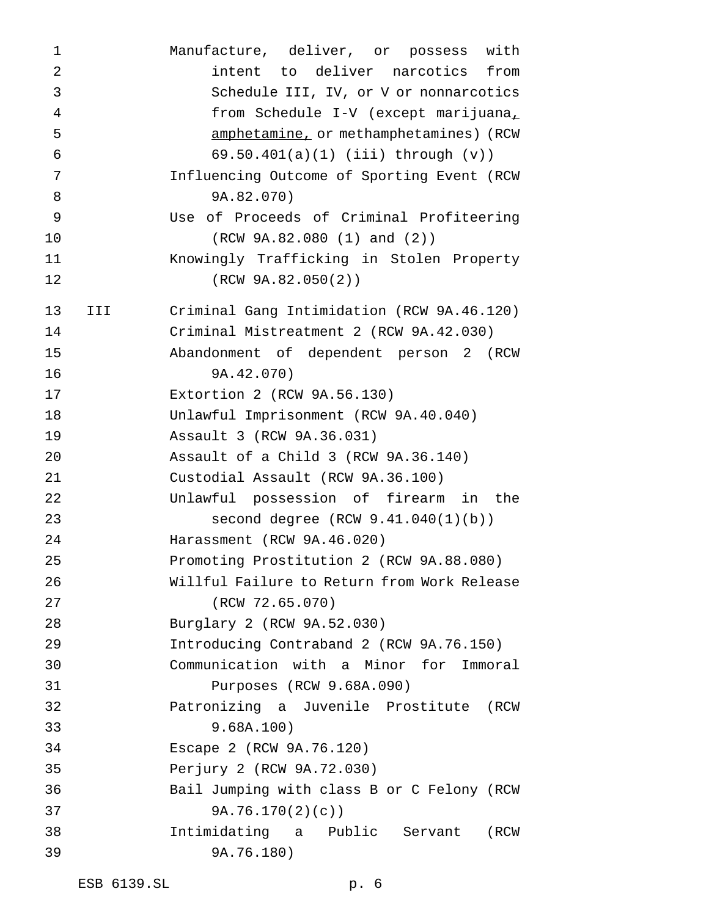| | |
|---|---|
| | Manufacture, deliver, or possess with intent to deliver narcotics from Schedule III, IV, or V or nonnarcotics from Schedule I-V (except marijuana, amphetamine, or methamphetamines) (RCW 69.50.401(a)(1) (iii) through (v)) |
| | Influencing Outcome of Sporting Event (RCW 9A.82.070) |
| | Use of Proceeds of Criminal Profiteering (RCW 9A.82.080 (1) and (2)) |
| | Knowingly Trafficking in Stolen Property (RCW 9A.82.050(2)) |
| III | Criminal Gang Intimidation (RCW 9A.46.120) |
| | Criminal Mistreatment 2 (RCW 9A.42.030) |
| | Abandonment of dependent person 2 (RCW 9A.42.070) |
| | Extortion 2 (RCW 9A.56.130) |
| | Unlawful Imprisonment (RCW 9A.40.040) |
| | Assault 3 (RCW 9A.36.031) |
| | Assault of a Child 3 (RCW 9A.36.140) |
| | Custodial Assault (RCW 9A.36.100) |
| | Unlawful possession of firearm in the second degree (RCW 9.41.040(1)(b)) |
| | Harassment (RCW 9A.46.020) |
| | Promoting Prostitution 2 (RCW 9A.88.080) |
| | Willful Failure to Return from Work Release (RCW 72.65.070) |
| | Burglary 2 (RCW 9A.52.030) |
| | Introducing Contraband 2 (RCW 9A.76.150) |
| | Communication with a Minor for Immoral Purposes (RCW 9.68A.090) |
| | Patronizing a Juvenile Prostitute (RCW 9.68A.100) |
| | Escape 2 (RCW 9A.76.120) |
| | Perjury 2 (RCW 9A.72.030) |
| | Bail Jumping with class B or C Felony (RCW 9A.76.170(2)(c)) |
| | Intimidating a Public Servant (RCW 9A.76.180) |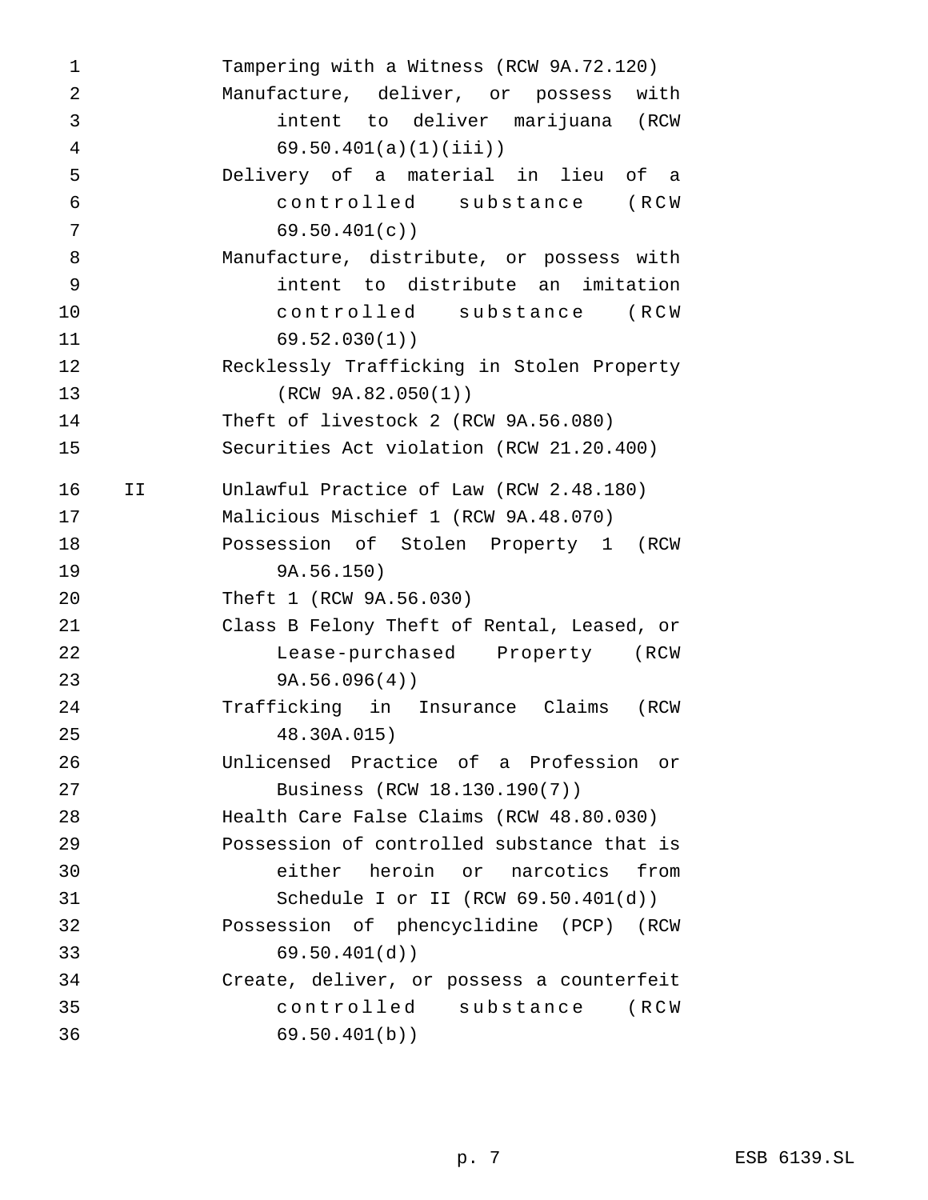| | |
|---|---|
| | Tampering with a Witness (RCW 9A.72.120) |
| | Manufacture, deliver, or possess with intent to deliver marijuana (RCW 69.50.401(a)(1)(iii)) |
| | Delivery of a material in lieu of a controlled substance (RCW 69.50.401(c)) |
| | Manufacture, distribute, or possess with intent to distribute an imitation controlled substance (RCW 69.52.030(1)) |
| | Recklessly Trafficking in Stolen Property (RCW 9A.82.050(1)) |
| | Theft of livestock 2 (RCW 9A.56.080) |
| | Securities Act violation (RCW 21.20.400) |
| II | Unlawful Practice of Law (RCW 2.48.180) |
| | Malicious Mischief 1 (RCW 9A.48.070) |
| | Possession of Stolen Property 1 (RCW 9A.56.150) |
| | Theft 1 (RCW 9A.56.030) |
| | Class B Felony Theft of Rental, Leased, or Lease-purchased Property (RCW 9A.56.096(4)) |
| | Trafficking in Insurance Claims (RCW 48.30A.015) |
| | Unlicensed Practice of a Profession or Business (RCW 18.130.190(7)) |
| | Health Care False Claims (RCW 48.80.030) |
| | Possession of controlled substance that is either heroin or narcotics from Schedule I or II (RCW 69.50.401(d)) |
| | Possession of phencyclidine (PCP) (RCW 69.50.401(d)) |
| | Create, deliver, or possess a counterfeit controlled substance (RCW 69.50.401(b)) |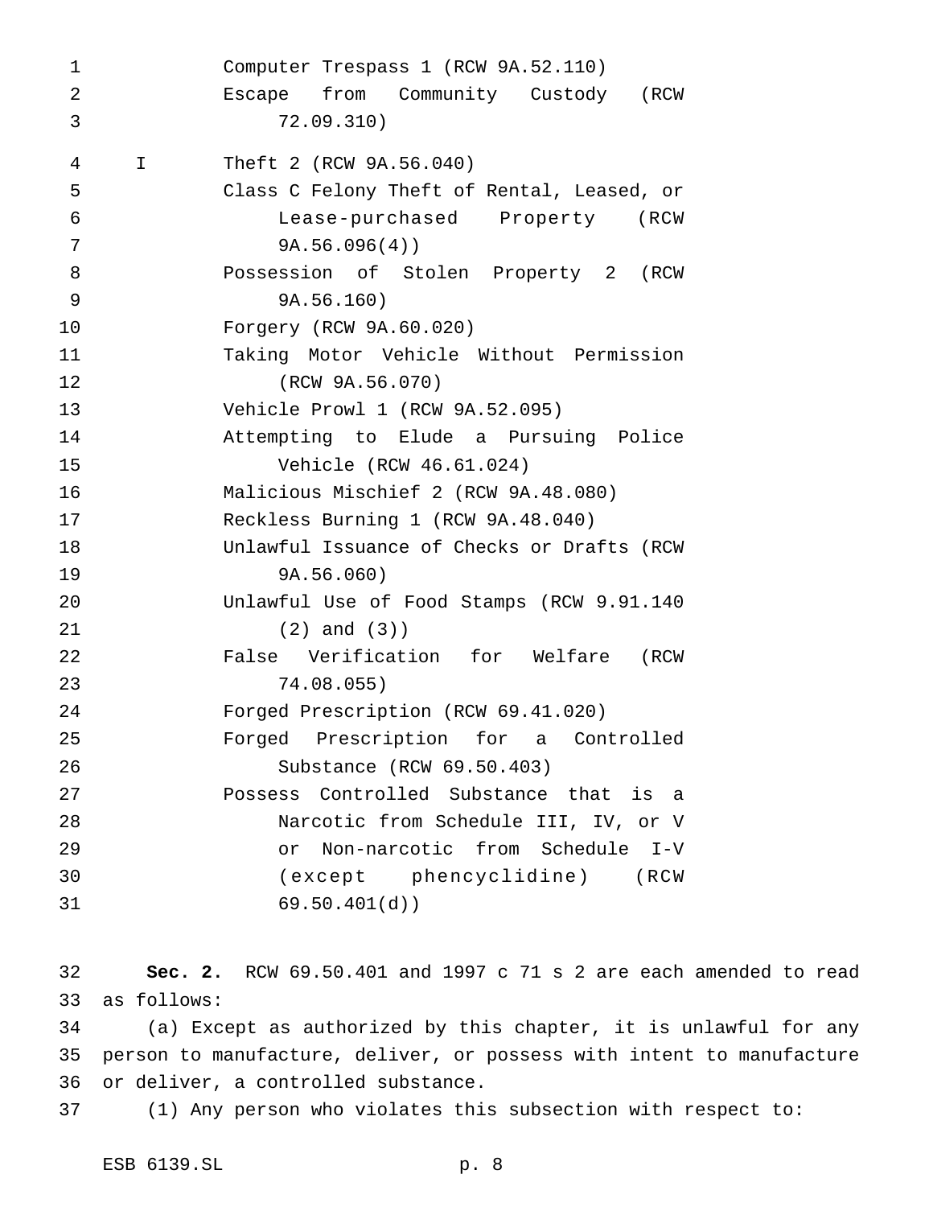| | |
|---|---|
| | Computer Trespass 1 (RCW 9A.52.110) |
| | Escape from Community Custody (RCW 72.09.310) |
| I | Theft 2 (RCW 9A.56.040) |
| | Class C Felony Theft of Rental, Leased, or Lease-purchased Property (RCW 9A.56.096(4)) |
| | Possession of Stolen Property 2 (RCW 9A.56.160) |
| | Forgery (RCW 9A.60.020) |
| | Taking Motor Vehicle Without Permission (RCW 9A.56.070) |
| | Vehicle Prowl 1 (RCW 9A.52.095) |
| | Attempting to Elude a Pursuing Police Vehicle (RCW 46.61.024) |
| | Malicious Mischief 2 (RCW 9A.48.080) |
| | Reckless Burning 1 (RCW 9A.48.040) |
| | Unlawful Issuance of Checks or Drafts (RCW 9A.56.060) |
| | Unlawful Use of Food Stamps (RCW 9.91.140 (2) and (3)) |
| | False Verification for Welfare (RCW 74.08.055) |
| | Forged Prescription (RCW 69.41.020) |
| | Forged Prescription for a Controlled Substance (RCW 69.50.403) |
| | Possess Controlled Substance that is a Narcotic from Schedule III, IV, or V or Non-narcotic from Schedule I-V (except phencyclidine) (RCW 69.50.401(d)) |

**Sec. 2.** RCW 69.50.401 and 1997 c 71 s 2 are each amended to read as follows:

(a) Except as authorized by this chapter, it is unlawful for any person to manufacture, deliver, or possess with intent to manufacture or deliver, a controlled substance.

(1) Any person who violates this subsection with respect to: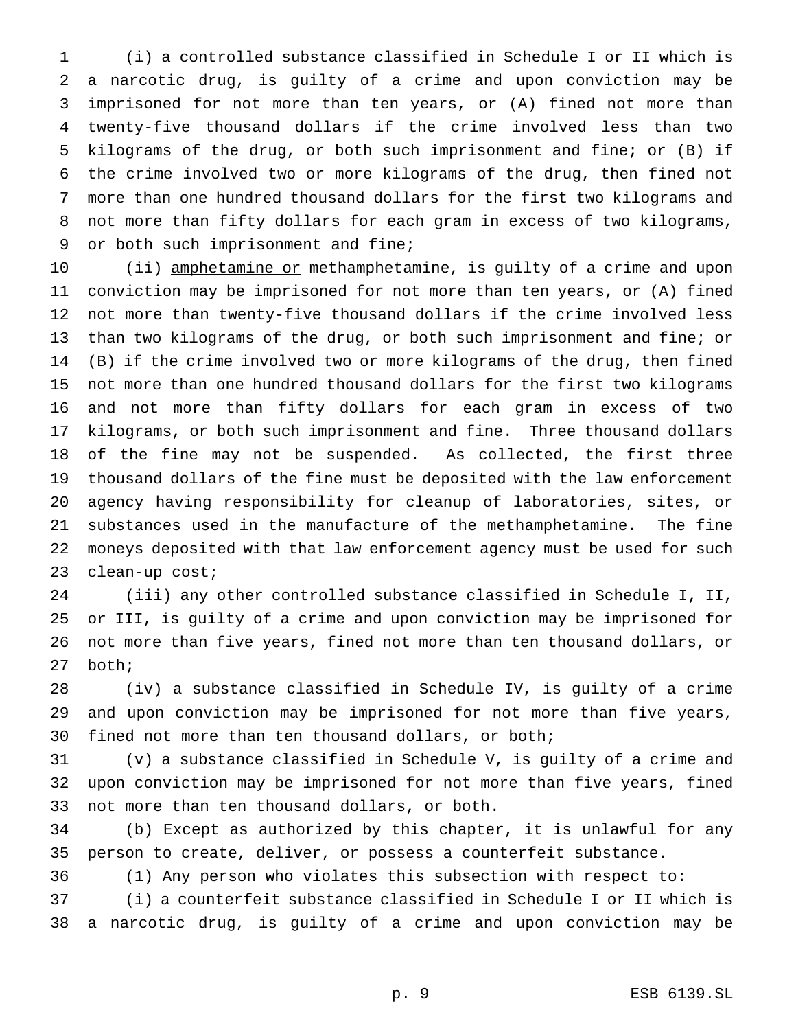(i) a controlled substance classified in Schedule I or II which is a narcotic drug, is guilty of a crime and upon conviction may be imprisoned for not more than ten years, or (A) fined not more than twenty-five thousand dollars if the crime involved less than two kilograms of the drug, or both such imprisonment and fine; or (B) if the crime involved two or more kilograms of the drug, then fined not more than one hundred thousand dollars for the first two kilograms and not more than fifty dollars for each gram in excess of two kilograms, or both such imprisonment and fine;

(ii) <u>amphetamine or</u> methamphetamine, is guilty of a crime and upon conviction may be imprisoned for not more than ten years, or (A) fined not more than twenty-five thousand dollars if the crime involved less than two kilograms of the drug, or both such imprisonment and fine; or (B) if the crime involved two or more kilograms of the drug, then fined not more than one hundred thousand dollars for the first two kilograms and not more than fifty dollars for each gram in excess of two kilograms, or both such imprisonment and fine. Three thousand dollars of the fine may not be suspended. As collected, the first three thousand dollars of the fine must be deposited with the law enforcement agency having responsibility for cleanup of laboratories, sites, or substances used in the manufacture of the methamphetamine. The fine moneys deposited with that law enforcement agency must be used for such clean-up cost;

(iii) any other controlled substance classified in Schedule I, II, or III, is guilty of a crime and upon conviction may be imprisoned for not more than five years, fined not more than ten thousand dollars, or both;

(iv) a substance classified in Schedule IV, is guilty of a crime and upon conviction may be imprisoned for not more than five years, fined not more than ten thousand dollars, or both;

(v) a substance classified in Schedule V, is guilty of a crime and upon conviction may be imprisoned for not more than five years, fined not more than ten thousand dollars, or both.

(b) Except as authorized by this chapter, it is unlawful for any person to create, deliver, or possess a counterfeit substance.

(1) Any person who violates this subsection with respect to:

(i) a counterfeit substance classified in Schedule I or II which is a narcotic drug, is guilty of a crime and upon conviction may be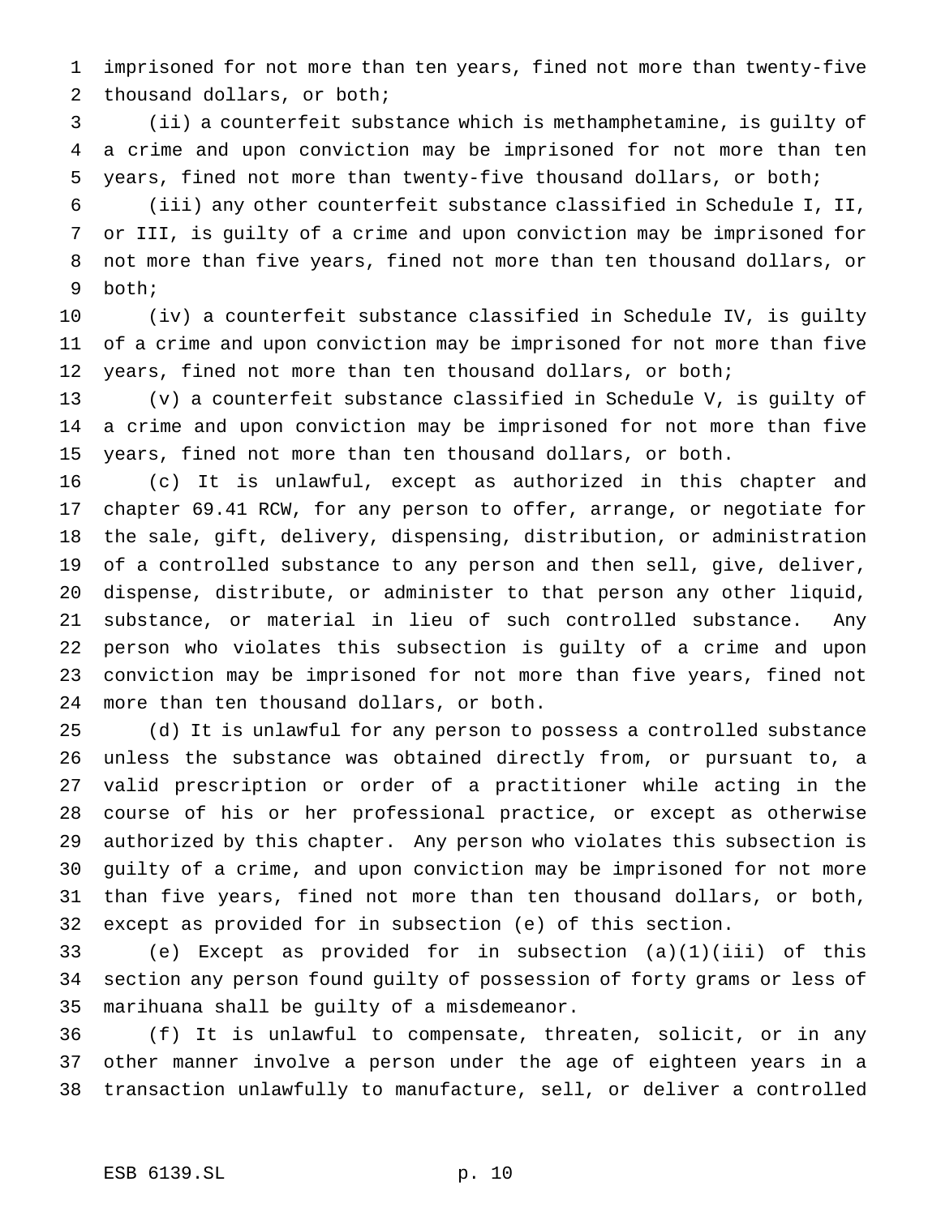imprisoned for not more than ten years, fined not more than twenty-five thousand dollars, or both;

(ii) a counterfeit substance which is methamphetamine, is guilty of a crime and upon conviction may be imprisoned for not more than ten years, fined not more than twenty-five thousand dollars, or both;

(iii) any other counterfeit substance classified in Schedule I, II, or III, is guilty of a crime and upon conviction may be imprisoned for not more than five years, fined not more than ten thousand dollars, or both;

(iv) a counterfeit substance classified in Schedule IV, is guilty of a crime and upon conviction may be imprisoned for not more than five years, fined not more than ten thousand dollars, or both;

(v) a counterfeit substance classified in Schedule V, is guilty of a crime and upon conviction may be imprisoned for not more than five years, fined not more than ten thousand dollars, or both.

(c) It is unlawful, except as authorized in this chapter and chapter 69.41 RCW, for any person to offer, arrange, or negotiate for the sale, gift, delivery, dispensing, distribution, or administration of a controlled substance to any person and then sell, give, deliver, dispense, distribute, or administer to that person any other liquid, substance, or material in lieu of such controlled substance. Any person who violates this subsection is guilty of a crime and upon conviction may be imprisoned for not more than five years, fined not more than ten thousand dollars, or both.

(d) It is unlawful for any person to possess a controlled substance unless the substance was obtained directly from, or pursuant to, a valid prescription or order of a practitioner while acting in the course of his or her professional practice, or except as otherwise authorized by this chapter. Any person who violates this subsection is guilty of a crime, and upon conviction may be imprisoned for not more than five years, fined not more than ten thousand dollars, or both, except as provided for in subsection (e) of this section.

(e) Except as provided for in subsection (a)(1)(iii) of this section any person found guilty of possession of forty grams or less of marihuana shall be guilty of a misdemeanor.

(f) It is unlawful to compensate, threaten, solicit, or in any other manner involve a person under the age of eighteen years in a transaction unlawfully to manufacture, sell, or deliver a controlled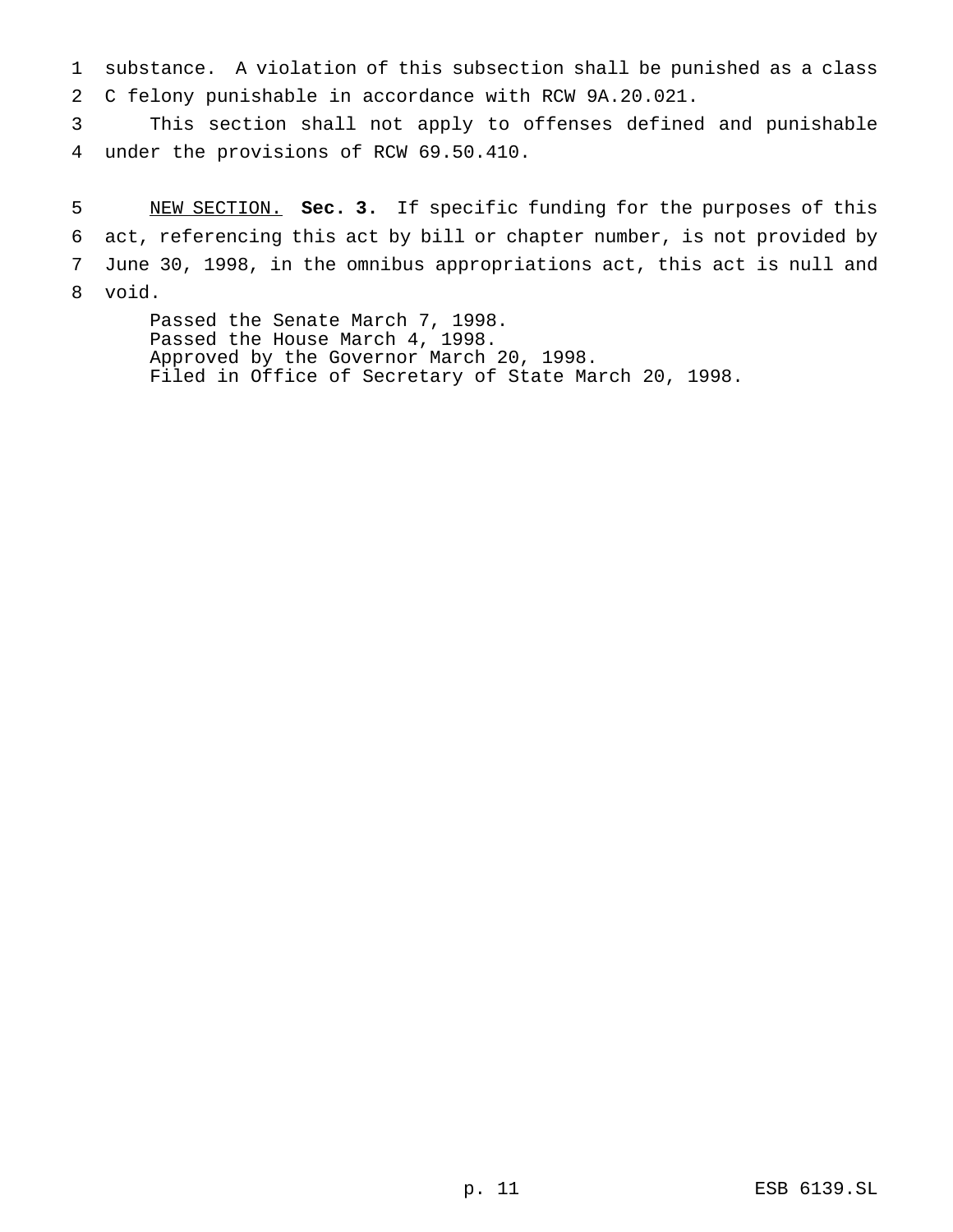substance. A violation of this subsection shall be punished as a class C felony punishable in accordance with RCW 9A.20.021.

This section shall not apply to offenses defined and punishable under the provisions of RCW 69.50.410.

NEW SECTION. **Sec. 3.** If specific funding for the purposes of this act, referencing this act by bill or chapter number, is not provided by June 30, 1998, in the omnibus appropriations act, this act is null and void.

Passed the Senate March 7, 1998.
Passed the House March 4, 1998.
Approved by the Governor March 20, 1998.
Filed in Office of Secretary of State March 20, 1998.